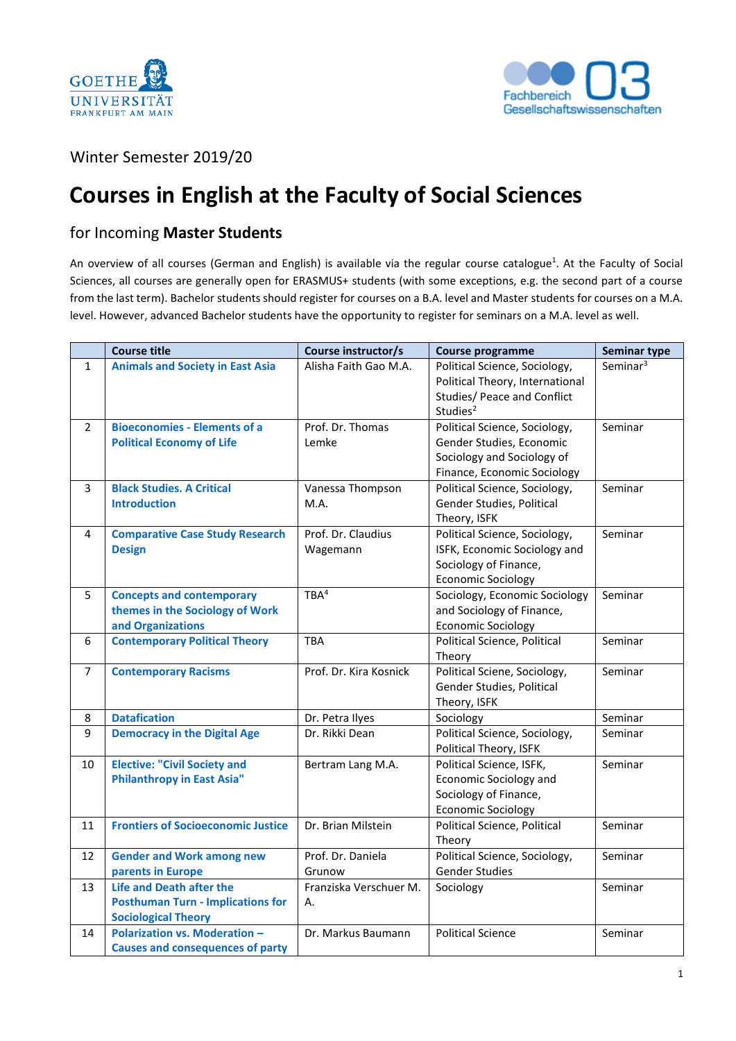Winter Semester 2019/20

# Courses in English at the Faculty of Social Sciences

## for Incoming **Master Students**

An overview of all courses (German and English) is available via the regular course catalogue[1]. At the Faculty of Social Sciences, all courses are generally open for ERASMUS+ students (with some exceptions, e.g. the second part of a course from the last term). Bachelor students should register for courses on a B.A. level and Master students for courses on a M.A. level. However, advanced Bachelor students have the opportunity to register for seminars on a M.A. level as well.

| | Course title | Course instructor/s | Course programme | Seminar type |
|---|---|---|---|---|
| 1 | **Animals and Society in East Asia** | Alisha Faith Gao M.A. | Political Science, Sociology, Political Theory, International Studies/ Peace and Conflict Studies[2] | Seminar[3] |
| 2 | **Bioeconomies - Elements of a Political Economy of Life** | Prof. Dr. Thomas Lemke | Political Science, Sociology, Gender Studies, Economic Sociology and Sociology of Finance, Economic Sociology | Seminar |
| 3 | **Black Studies. A Critical Introduction** | Vanessa Thompson M.A. | Political Science, Sociology, Gender Studies, Political Theory, ISFK | Seminar |
| 4 | **Comparative Case Study Research Design** | Prof. Dr. Claudius Wagemann | Political Science, Sociology, ISFK, Economic Sociology and Sociology of Finance, Economic Sociology | Seminar |
| 5 | **Concepts and contemporary themes in the Sociology of Work and Organizations** | TBA[4] | Sociology, Economic Sociology and Sociology of Finance, Economic Sociology | Seminar |
| 6 | **Contemporary Political Theory** | TBA | Political Science, Political Theory | Seminar |
| 7 | **Contemporary Racisms** | Prof. Dr. Kira Kosnick | Political Sciene, Sociology, Gender Studies, Political Theory, ISFK | Seminar |
| 8 | **Datafication** | Dr. Petra Ilyes | Sociology | Seminar |
| 9 | **Democracy in the Digital Age** | Dr. Rikki Dean | Political Science, Sociology, Political Theory, ISFK | Seminar |
| 10 | **Elective: "Civil Society and Philanthropy in East Asia"** | Bertram Lang M.A. | Political Science, ISFK, Economic Sociology and Sociology of Finance, Economic Sociology | Seminar |
| 11 | **Frontiers of Socioeconomic Justice** | Dr. Brian Milstein | Political Science, Political Theory | Seminar |
| 12 | **Gender and Work among new parents in Europe** | Prof. Dr. Daniela Grunow | Political Science, Sociology, Gender Studies | Seminar |
| 13 | **Life and Death after the Posthuman Turn - Implications for Sociological Theory** | Franziska Verschuer M. A. | Sociology | Seminar |
| 14 | **Polarization vs. Moderation – Causes and consequences of party** | Dr. Markus Baumann | Political Science | Seminar |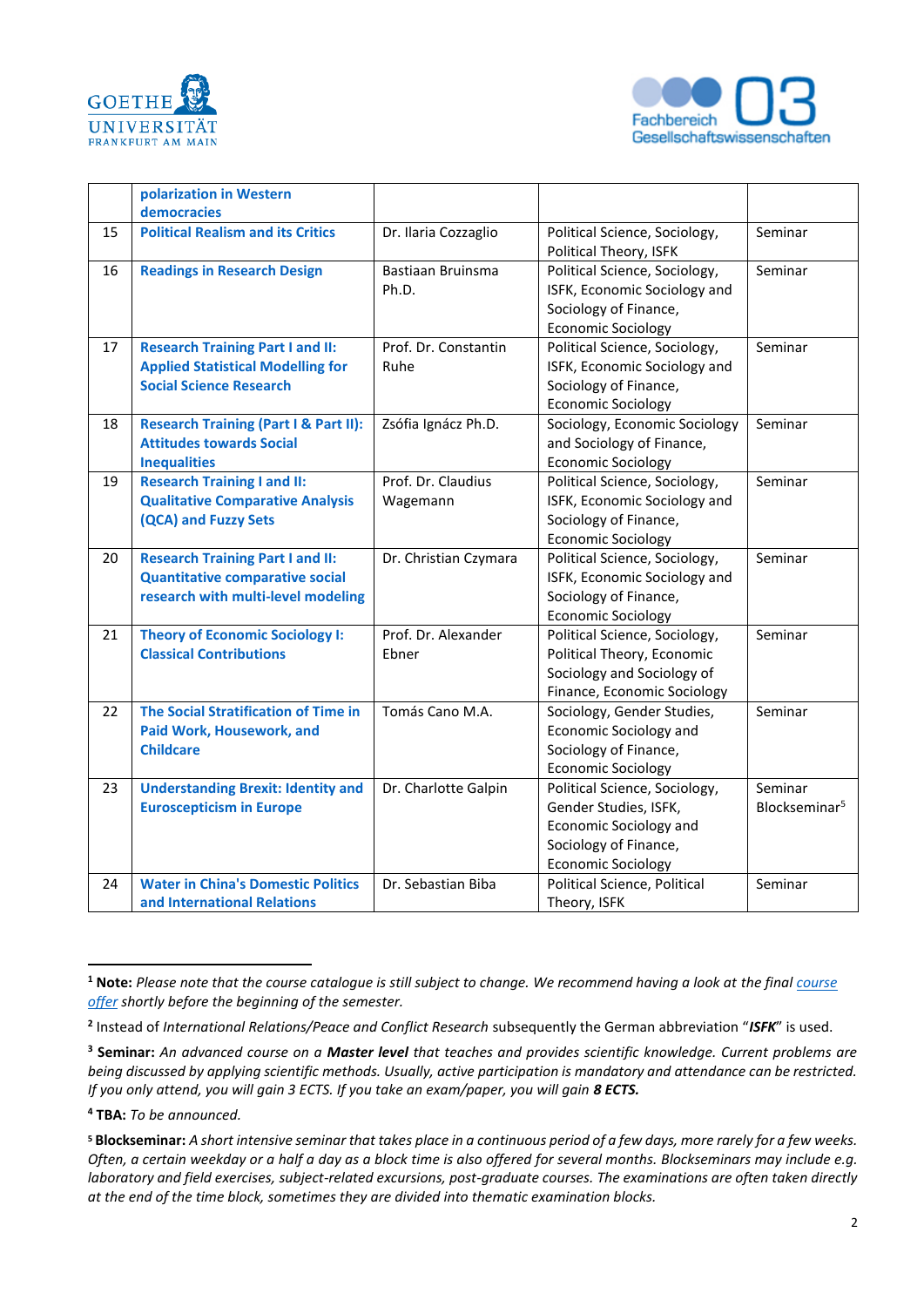| | | | | |
|---|---|---|---|---|
| | **polarization in Western democracies** | | | |
| 15 | **Political Realism and its Critics** | Dr. Ilaria Cozzaglio | Political Science, Sociology, Political Theory, ISFK | Seminar |
| 16 | **Readings in Research Design** | Bastiaan Bruinsma Ph.D. | Political Science, Sociology, ISFK, Economic Sociology and Sociology of Finance, Economic Sociology | Seminar |
| 17 | **Research Training Part I and II: Applied Statistical Modelling for Social Science Research** | Prof. Dr. Constantin Ruhe | Political Science, Sociology, ISFK, Economic Sociology and Sociology of Finance, Economic Sociology | Seminar |
| 18 | **Research Training (Part I & Part II): Attitudes towards Social Inequalities** | Zsófia Ignácz Ph.D. | Sociology, Economic Sociology and Sociology of Finance, Economic Sociology | Seminar |
| 19 | **Research Training I and II: Qualitative Comparative Analysis (QCA) and Fuzzy Sets** | Prof. Dr. Claudius Wagemann | Political Science, Sociology, ISFK, Economic Sociology and Sociology of Finance, Economic Sociology | Seminar |
| 20 | **Research Training Part I and II: Quantitative comparative social research with multi-level modeling** | Dr. Christian Czymara | Political Science, Sociology, ISFK, Economic Sociology and Sociology of Finance, Economic Sociology | Seminar |
| 21 | **Theory of Economic Sociology I: Classical Contributions** | Prof. Dr. Alexander Ebner | Political Science, Sociology, Political Theory, Economic Sociology and Sociology of Finance, Economic Sociology | Seminar |
| 22 | **The Social Stratification of Time in Paid Work, Housework, and Childcare** | Tomás Cano M.A. | Sociology, Gender Studies, Economic Sociology and Sociology of Finance, Economic Sociology | Seminar |
| 23 | **Understanding Brexit: Identity and Euroscepticism in Europe** | Dr. Charlotte Galpin | Political Science, Sociology, Gender Studies, ISFK, Economic Sociology and Sociology of Finance, Economic Sociology | Seminar Blockseminar[5] |
| 24 | **Water in China's Domestic Politics and International Relations** | Dr. Sebastian Biba | Political Science, Political Theory, ISFK | Seminar |

[1] **Note:** *Please note that the course catalogue is still subject to change. We recommend having a look at the final course offer shortly before the beginning of the semester.*

[2] Instead of *International Relations/Peace and Conflict Research* subsequently the German abbreviation "***ISFK***" is used.

[3] **Seminar:** *An advanced course on a **Master level** that teaches and provides scientific knowledge. Current problems are being discussed by applying scientific methods. Usually, active participation is mandatory and attendance can be restricted. If you only attend, you will gain 3 ECTS. If you take an exam/paper, you will gain **8 ECTS.***

[4] **TBA:** *To be announced.*

[5] **Blockseminar:** *A short intensive seminar that takes place in a continuous period of a few days, more rarely for a few weeks. Often, a certain weekday or a half a day as a block time is also offered for several months. Blockseminars may include e.g. laboratory and field exercises, subject-related excursions, post-graduate courses. The examinations are often taken directly at the end of the time block, sometimes they are divided into thematic examination blocks.*